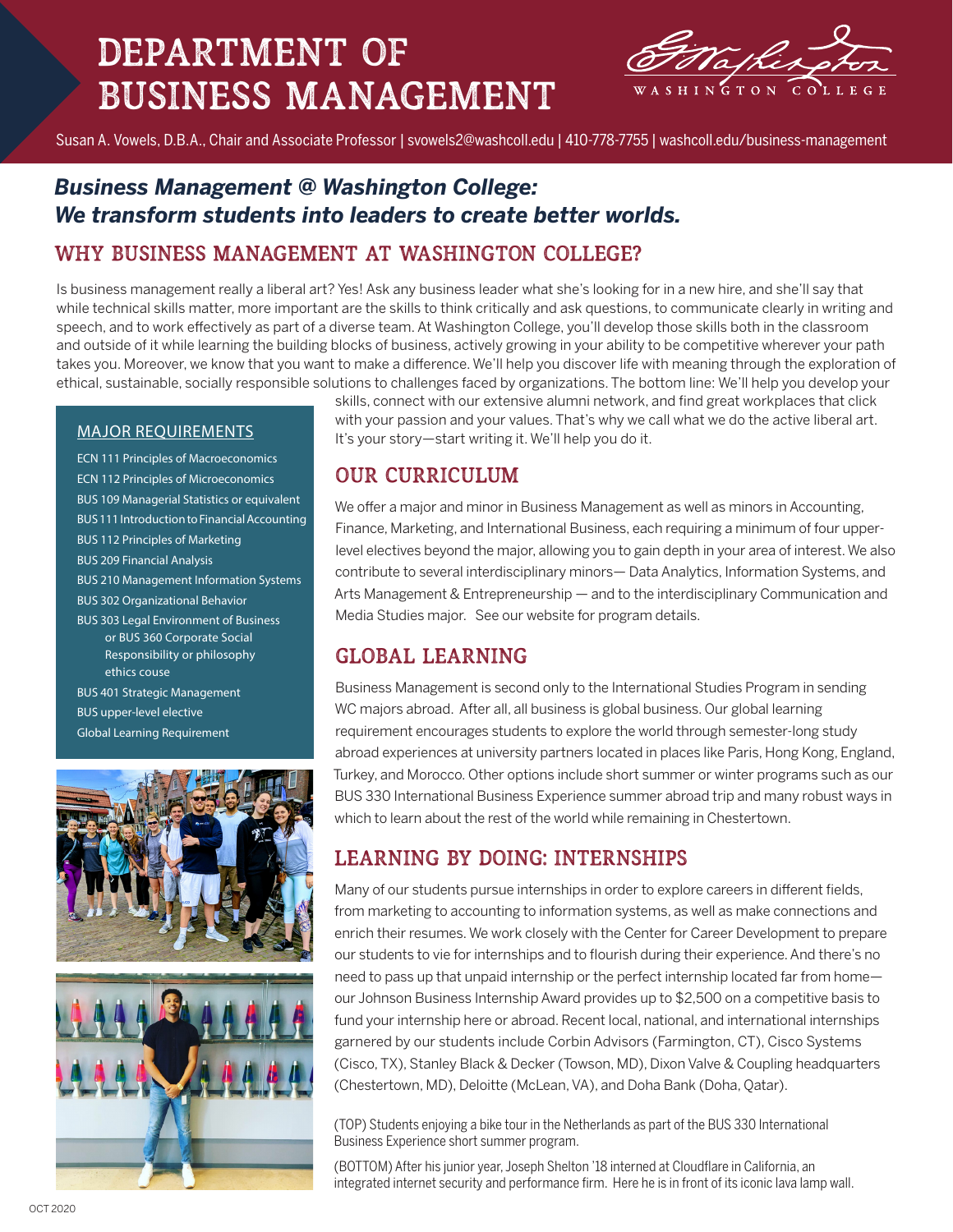# DEPARTMENT OF BUSINESS MANAGEMENT

WASHINGTON COLLEGE

Susan A. Vowels, D.B.A., Chair and Associate Professor | svowels2@washcoll.edu | 410-778-7755 | washcoll.edu/business-management

***Business Management @ Washington College: We transform students into leaders to create better worlds.***

## WHY BUSINESS MANAGEMENT AT WASHINGTON COLLEGE?

Is business management really a liberal art? Yes! Ask any business leader what she's looking for in a new hire, and she'll say that while technical skills matter, more important are the skills to think critically and ask questions, to communicate clearly in writing and speech, and to work effectively as part of a diverse team. At Washington College, you'll develop those skills both in the classroom and outside of it while learning the building blocks of business, actively growing in your ability to be competitive wherever your path takes you. Moreover, we know that you want to make a difference. We'll help you discover life with meaning through the exploration of ethical, sustainable, socially responsible solutions to challenges faced by organizations. The bottom line: We'll help you develop your skills, connect with our extensive alumni network, and find great workplaces that click with your passion and your values. That's why we call what we do the active liberal art. It's your story—start writing it. We'll help you do it.

### MAJOR REQUIREMENTS

- ECN 111 Principles of Macroeconomics
- ECN 112 Principles of Microeconomics
- BUS 109 Managerial Statistics or equivalent
- BUS 111 Introduction to Financial Accounting
- BUS 112 Principles of Marketing
- BUS 209 Financial Analysis
- BUS 210 Management Information Systems
- BUS 302 Organizational Behavior
- BUS 303 Legal Environment of Business or BUS 360 Corporate Social Responsibility or philosophy ethics couse
- BUS 401 Strategic Management
- BUS upper-level elective
- Global Learning Requirement

## OUR CURRICULUM

We offer a major and minor in Business Management as well as minors in Accounting, Finance, Marketing, and International Business, each requiring a minimum of four upper-level electives beyond the major, allowing you to gain depth in your area of interest. We also contribute to several interdisciplinary minors— Data Analytics, Information Systems, and Arts Management & Entrepreneurship — and to the interdisciplinary Communication and Media Studies major. See our website for program details.

## GLOBAL LEARNING

Business Management is second only to the International Studies Program in sending WC majors abroad. After all, all business is global business. Our global learning requirement encourages students to explore the world through semester-long study abroad experiences at university partners located in places like Paris, Hong Kong, England, Turkey, and Morocco. Other options include short summer or winter programs such as our BUS 330 International Business Experience summer abroad trip and many robust ways in which to learn about the rest of the world while remaining in Chestertown.

## LEARNING BY DOING: INTERNSHIPS

Many of our students pursue internships in order to explore careers in different fields, from marketing to accounting to information systems, as well as make connections and enrich their resumes. We work closely with the Center for Career Development to prepare our students to vie for internships and to flourish during their experience. And there's no need to pass up that unpaid internship or the perfect internship located far from home—our Johnson Business Internship Award provides up to $2,500 on a competitive basis to fund your internship here or abroad. Recent local, national, and international internships garnered by our students include Corbin Advisors (Farmington, CT), Cisco Systems (Cisco, TX), Stanley Black & Decker (Towson, MD), Dixon Valve & Coupling headquarters (Chestertown, MD), Deloitte (McLean, VA), and Doha Bank (Doha, Qatar).

(TOP) Students enjoying a bike tour in the Netherlands as part of the BUS 330 International Business Experience short summer program.

(BOTTOM) After his junior year, Joseph Shelton '18 interned at Cloudflare in California, an integrated internet security and performance firm. Here he is in front of its iconic lava lamp wall.

OCT 2020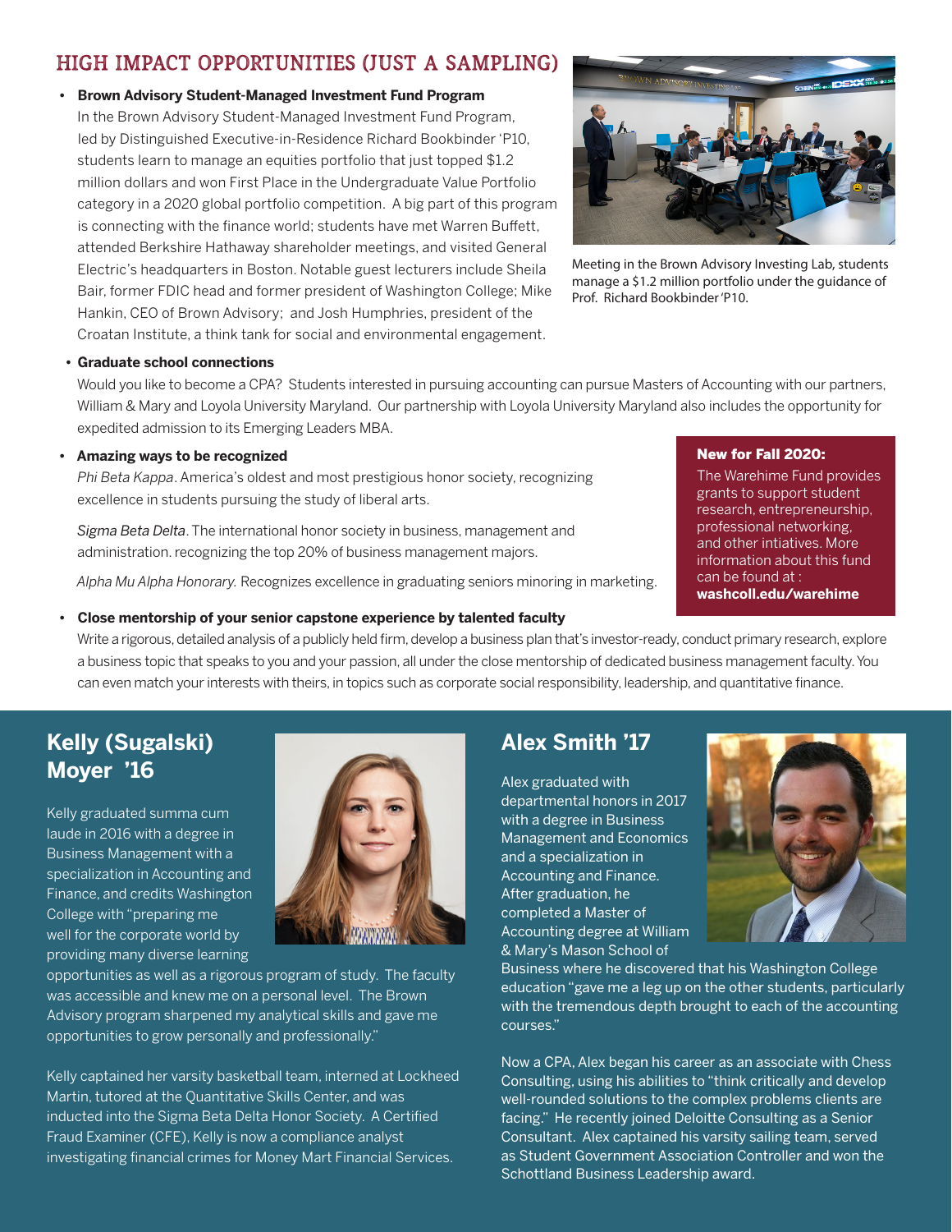## HIGH IMPACT OPPORTUNITIES (JUST A SAMPLING)

- **Brown Advisory Student-Managed Investment Fund Program**
  In the Brown Advisory Student-Managed Investment Fund Program, led by Distinguished Executive-in-Residence Richard Bookbinder 'P10, students learn to manage an equities portfolio that just topped $1.2 million dollars and won First Place in the Undergraduate Value Portfolio category in a 2020 global portfolio competition. A big part of this program is connecting with the finance world; students have met Warren Buffett, attended Berkshire Hathaway shareholder meetings, and visited General Electric's headquarters in Boston. Notable guest lecturers include Sheila Bair, former FDIC head and former president of Washington College; Mike Hankin, CEO of Brown Advisory; and Josh Humphries, president of the Croatan Institute, a think tank for social and environmental engagement.

Meeting in the Brown Advisory Investing Lab, students manage a $1.2 million portfolio under the guidance of Prof. Richard Bookbinder 'P10.

- **Graduate school connections**
  Would you like to become a CPA? Students interested in pursuing accounting can pursue Masters of Accounting with our partners, William & Mary and Loyola University Maryland. Our partnership with Loyola University Maryland also includes the opportunity for expedited admission to its Emerging Leaders MBA.

- **Amazing ways to be recognized**
  *Phi Beta Kappa*. America's oldest and most prestigious honor society, recognizing excellence in students pursuing the study of liberal arts.

  *Sigma Beta Delta*. The international honor society in business, management and administration. recognizing the top 20% of business management majors.

  *Alpha Mu Alpha Honorary.* Recognizes excellence in graduating seniors minoring in marketing.

**New for Fall 2020:**
The Warehime Fund provides grants to support student research, entrepreneurship, professional networking, and other intiatives. More information about this fund can be found at : **washcoll.edu/warehime**

- **Close mentorship of your senior capstone experience by talented faculty**
  Write a rigorous, detailed analysis of a publicly held firm, develop a business plan that's investor-ready, conduct primary research, explore a business topic that speaks to you and your passion, all under the close mentorship of dedicated business management faculty. You can even match your interests with theirs, in topics such as corporate social responsibility, leadership, and quantitative finance.

## Kelly (Sugalski) Moyer '16

Kelly graduated summa cum laude in 2016 with a degree in Business Management with a specialization in Accounting and Finance, and credits Washington College with "preparing me well for the corporate world by providing many diverse learning opportunities as well as a rigorous program of study. The faculty was accessible and knew me on a personal level. The Brown Advisory program sharpened my analytical skills and gave me opportunities to grow personally and professionally."

Kelly captained her varsity basketball team, interned at Lockheed Martin, tutored at the Quantitative Skills Center, and was inducted into the Sigma Beta Delta Honor Society. A Certified Fraud Examiner (CFE), Kelly is now a compliance analyst investigating financial crimes for Money Mart Financial Services.

## Alex Smith '17

Alex graduated with departmental honors in 2017 with a degree in Business Management and Economics and a specialization in Accounting and Finance. After graduation, he completed a Master of Accounting degree at William & Mary's Mason School of Business where he discovered that his Washington College education "gave me a leg up on the other students, particularly with the tremendous depth brought to each of the accounting courses."

Now a CPA, Alex began his career as an associate with Chess Consulting, using his abilities to "think critically and develop well-rounded solutions to the complex problems clients are facing." He recently joined Deloitte Consulting as a Senior Consultant. Alex captained his varsity sailing team, served as Student Government Association Controller and won the Schottland Business Leadership award.